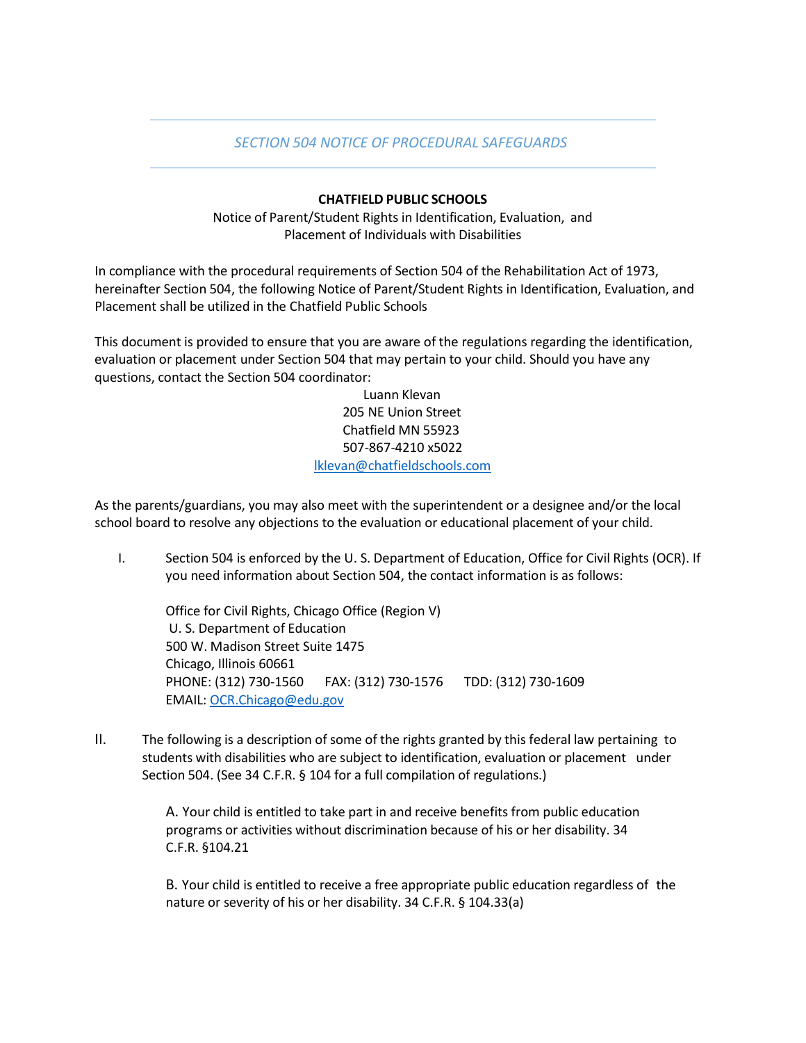# *SECTION 504 NOTICE OF PROCEDURAL SAFEGUARDS*

**CHATFIELD PUBLIC SCHOOLS**

Notice of Parent/Student Rights in Identification, Evaluation, and Placement of Individuals with Disabilities

In compliance with the procedural requirements of Section 504 of the Rehabilitation Act of 1973, hereinafter Section 504, the following Notice of Parent/Student Rights in Identification, Evaluation, and Placement shall be utilized in the Chatfield Public Schools

This document is provided to ensure that you are aware of the regulations regarding the identification, evaluation or placement under Section 504 that may pertain to your child. Should you have any questions, contact the Section 504 coordinator:

Luann Klevan
205 NE Union Street
Chatfield MN 55923
507-867-4210 x5022
lklevan@chatfieldschools.com

As the parents/guardians, you may also meet with the superintendent or a designee and/or the local school board to resolve any objections to the evaluation or educational placement of your child.

I. Section 504 is enforced by the U. S. Department of Education, Office for Civil Rights (OCR). If you need information about Section 504, the contact information is as follows:

   Office for Civil Rights, Chicago Office (Region V)
   U. S. Department of Education
   500 W. Madison Street Suite 1475
   Chicago, Illinois 60661
   PHONE: (312) 730-1560 FAX: (312) 730-1576 TDD: (312) 730-1609
   EMAIL: OCR.Chicago@edu.gov

II. The following is a description of some of the rights granted by this federal law pertaining to students with disabilities who are subject to identification, evaluation or placement under Section 504. (See 34 C.F.R. § 104 for a full compilation of regulations.)

   A. Your child is entitled to take part in and receive benefits from public education programs or activities without discrimination because of his or her disability. 34 C.F.R. §104.21

   B. Your child is entitled to receive a free appropriate public education regardless of the nature or severity of his or her disability. 34 C.F.R. § 104.33(a)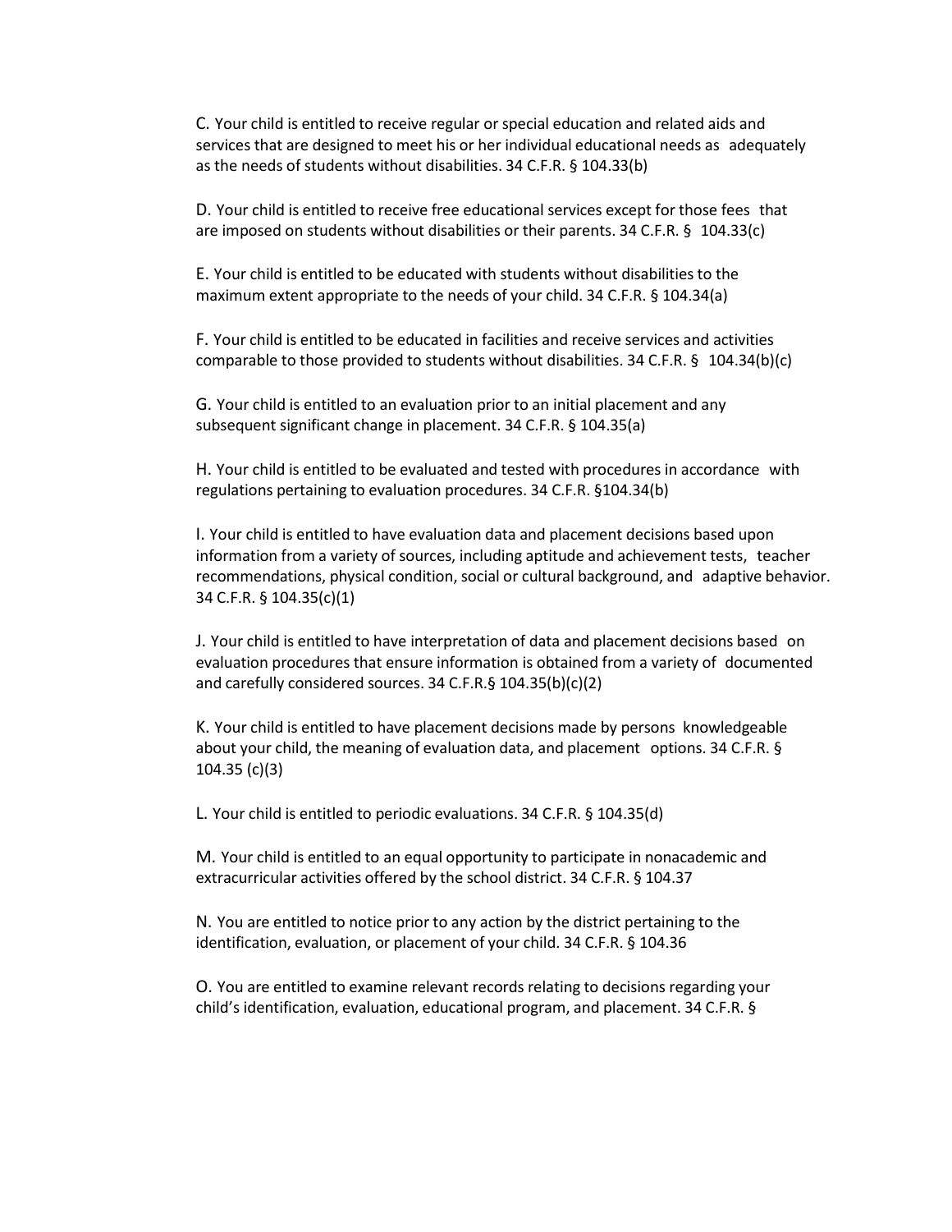C. Your child is entitled to receive regular or special education and related aids and services that are designed to meet his or her individual educational needs as adequately as the needs of students without disabilities. 34 C.F.R. § 104.33(b)

D. Your child is entitled to receive free educational services except for those fees that are imposed on students without disabilities or their parents. 34 C.F.R. § 104.33(c)

E. Your child is entitled to be educated with students without disabilities to the maximum extent appropriate to the needs of your child. 34 C.F.R. § 104.34(a)

F. Your child is entitled to be educated in facilities and receive services and activities comparable to those provided to students without disabilities. 34 C.F.R. § 104.34(b)(c)

G. Your child is entitled to an evaluation prior to an initial placement and any subsequent significant change in placement. 34 C.F.R. § 104.35(a)

H. Your child is entitled to be evaluated and tested with procedures in accordance with regulations pertaining to evaluation procedures. 34 C.F.R. §104.34(b)

I. Your child is entitled to have evaluation data and placement decisions based upon information from a variety of sources, including aptitude and achievement tests, teacher recommendations, physical condition, social or cultural background, and adaptive behavior. 34 C.F.R. § 104.35(c)(1)

J. Your child is entitled to have interpretation of data and placement decisions based on evaluation procedures that ensure information is obtained from a variety of documented and carefully considered sources. 34 C.F.R.§ 104.35(b)(c)(2)

K. Your child is entitled to have placement decisions made by persons knowledgeable about your child, the meaning of evaluation data, and placement options. 34 C.F.R. § 104.35 (c)(3)

L. Your child is entitled to periodic evaluations. 34 C.F.R. § 104.35(d)

M. Your child is entitled to an equal opportunity to participate in nonacademic and extracurricular activities offered by the school district. 34 C.F.R. § 104.37

N. You are entitled to notice prior to any action by the district pertaining to the identification, evaluation, or placement of your child. 34 C.F.R. § 104.36

O. You are entitled to examine relevant records relating to decisions regarding your child's identification, evaluation, educational program, and placement. 34 C.F.R. §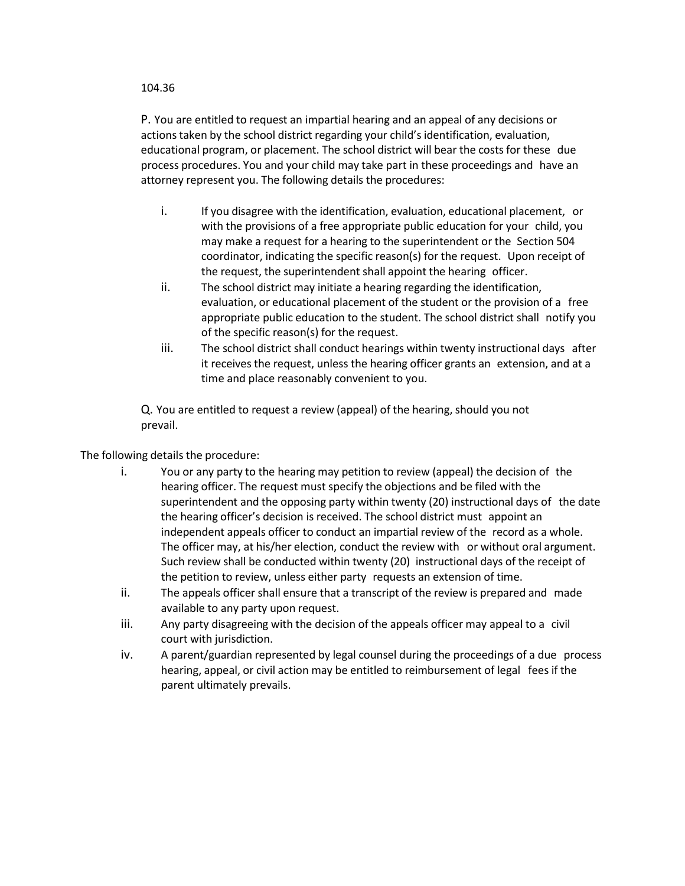104.36

P. You are entitled to request an impartial hearing and an appeal of any decisions or actions taken by the school district regarding your child's identification, evaluation, educational program, or placement. The school district will bear the costs for these due process procedures. You and your child may take part in these proceedings and have an attorney represent you. The following details the procedures:

i. If you disagree with the identification, evaluation, educational placement, or with the provisions of a free appropriate public education for your child, you may make a request for a hearing to the superintendent or the Section 504 coordinator, indicating the specific reason(s) for the request. Upon receipt of the request, the superintendent shall appoint the hearing officer.

ii. The school district may initiate a hearing regarding the identification, evaluation, or educational placement of the student or the provision of a free appropriate public education to the student. The school district shall notify you of the specific reason(s) for the request.

iii. The school district shall conduct hearings within twenty instructional days after it receives the request, unless the hearing officer grants an extension, and at a time and place reasonably convenient to you.

Q. You are entitled to request a review (appeal) of the hearing, should you not prevail.

The following details the procedure:

i. You or any party to the hearing may petition to review (appeal) the decision of the hearing officer. The request must specify the objections and be filed with the superintendent and the opposing party within twenty (20) instructional days of the date the hearing officer's decision is received. The school district must appoint an independent appeals officer to conduct an impartial review of the record as a whole. The officer may, at his/her election, conduct the review with or without oral argument. Such review shall be conducted within twenty (20) instructional days of the receipt of the petition to review, unless either party requests an extension of time.

ii. The appeals officer shall ensure that a transcript of the review is prepared and made available to any party upon request.

iii. Any party disagreeing with the decision of the appeals officer may appeal to a civil court with jurisdiction.

iv. A parent/guardian represented by legal counsel during the proceedings of a due process hearing, appeal, or civil action may be entitled to reimbursement of legal fees if the parent ultimately prevails.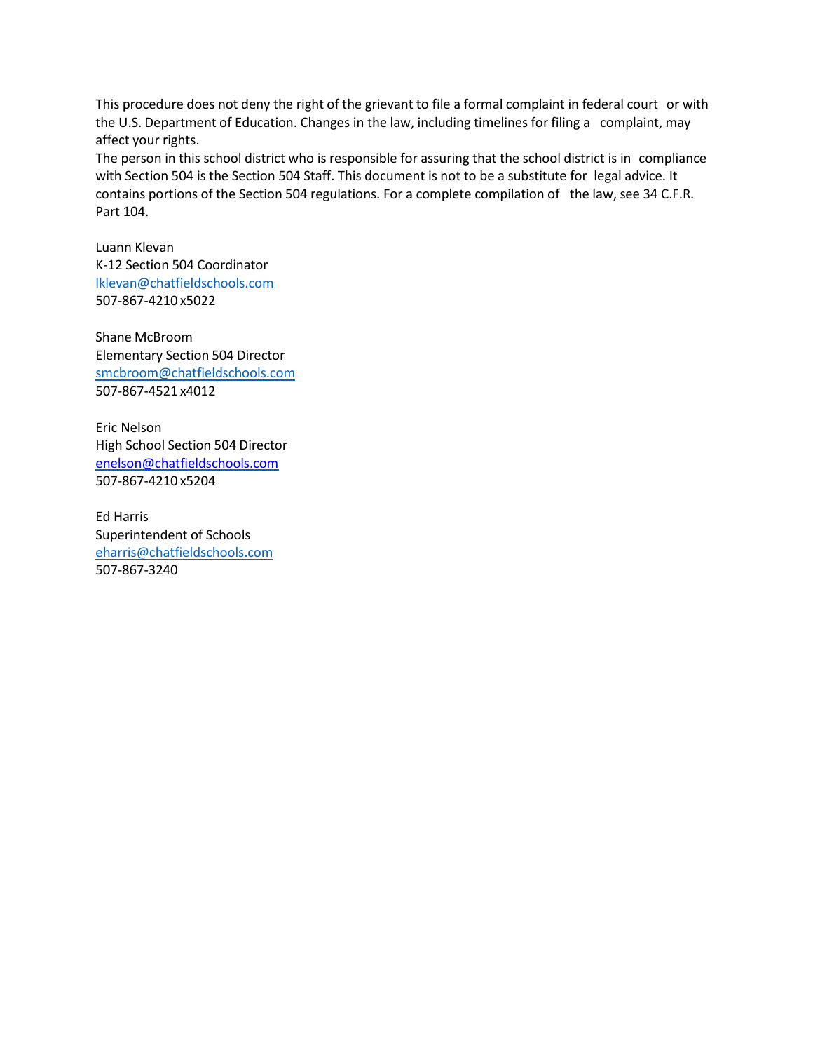This procedure does not deny the right of the grievant to file a formal complaint in federal court or with the U.S. Department of Education. Changes in the law, including timelines for filing a complaint, may affect your rights.

The person in this school district who is responsible for assuring that the school district is in compliance with Section 504 is the Section 504 Staff. This document is not to be a substitute for legal advice. It contains portions of the Section 504 regulations. For a complete compilation of the law, see 34 C.F.R. Part 104.

Luann Klevan
K-12 Section 504 Coordinator
lklevan@chatfieldschools.com
507-867-4210 x5022

Shane McBroom
Elementary Section 504 Director
smcbroom@chatfieldschools.com
507-867-4521 x4012

Eric Nelson
High School Section 504 Director
enelson@chatfieldschools.com
507-867-4210 x5204

Ed Harris
Superintendent of Schools
eharris@chatfieldschools.com
507-867-3240